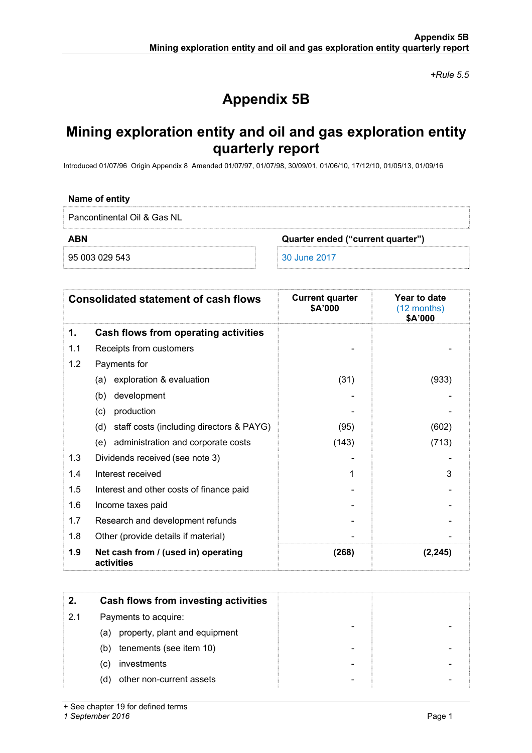*+Rule 5.5*

# Appendix 5B

## Mining exploration entity and oil and gas exploration entity quarterly report

Introduced 01/07/96 Origin Appendix 8 Amended 01/07/97, 01/07/98, 30/09/01, 01/06/10, 17/12/10, 01/05/13, 01/09/16

| Name of entity | |
|---|---|
| Pancontinental Oil & Gas NL | |
| **ABN** | **Quarter ended ("current quarter")** |
| 95 003 029 543 | 30 June 2017 |

| | **Consolidated statement of cash flows** | **Current quarter $A'000** | **Year to date (12 months) $A'000** |
|---|---|---|---|
| **1.** | **Cash flows from operating activities** | | |
| 1.1 | Receipts from customers | - | - |
| 1.2 | Payments for | | |
| | (a) exploration & evaluation | (31) | (933) |
| | (b) development | - | - |
| | (c) production | - | - |
| | (d) staff costs (including directors & PAYG) | (95) | (602) |
| | (e) administration and corporate costs | (143) | (713) |
| 1.3 | Dividends received (see note 3) | - | - |
| 1.4 | Interest received | 1 | 3 |
| 1.5 | Interest and other costs of finance paid | - | - |
| 1.6 | Income taxes paid | - | - |
| 1.7 | Research and development refunds | - | - |
| 1.8 | Other (provide details if material) | - | - |
| **1.9** | **Net cash from / (used in) operating activities** | **(268)** | **(2,245)** |

| | | | |
|---|---|---|---|
| **2.** | **Cash flows from investing activities** | | |
| 2.1 | Payments to acquire: | | |
| | (a) property, plant and equipment | - | - |
| | (b) tenements (see item 10) | - | - |
| | (c) investments | - | - |
| | (d) other non-current assets | - | - |

+ See chapter 19 for defined terms
*1 September 2016*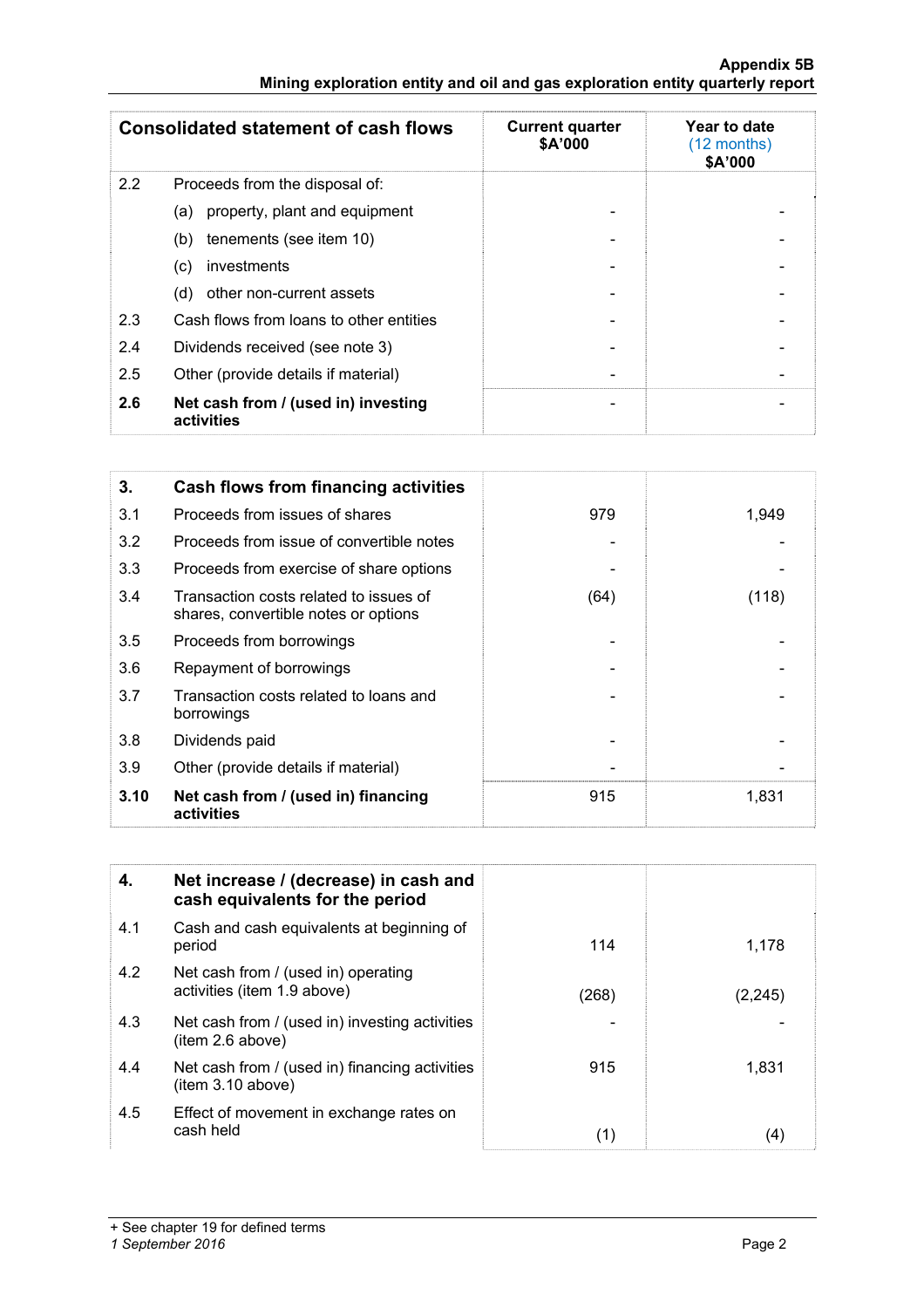| Consolidated statement of cash flows | | Current quarter $A'000 | Year to date (12 months) $A'000 |
|---|---|---|---|
| 2.2 | Proceeds from the disposal of: | | |
| | (a) property, plant and equipment | - | - |
| | (b) tenements (see item 10) | - | - |
| | (c) investments | - | - |
| | (d) other non-current assets | - | - |
| 2.3 | Cash flows from loans to other entities | - | - |
| 2.4 | Dividends received (see note 3) | - | - |
| 2.5 | Other (provide details if material) | - | - |
| **2.6** | **Net cash from / (used in) investing activities** | - | - |

| **3.** | **Cash flows from financing activities** | | |
|---|---|---|---|
| 3.1 | Proceeds from issues of shares | 979 | 1,949 |
| 3.2 | Proceeds from issue of convertible notes | - | - |
| 3.3 | Proceeds from exercise of share options | - | - |
| 3.4 | Transaction costs related to issues of shares, convertible notes or options | (64) | (118) |
| 3.5 | Proceeds from borrowings | - | - |
| 3.6 | Repayment of borrowings | - | - |
| 3.7 | Transaction costs related to loans and borrowings | - | - |
| 3.8 | Dividends paid | - | - |
| 3.9 | Other (provide details if material) | - | - |
| **3.10** | **Net cash from / (used in) financing activities** | 915 | 1,831 |

| **4.** | **Net increase / (decrease) in cash and cash equivalents for the period** | | |
|---|---|---|---|
| 4.1 | Cash and cash equivalents at beginning of period | 114 | 1,178 |
| 4.2 | Net cash from / (used in) operating activities (item 1.9 above) | (268) | (2,245) |
| 4.3 | Net cash from / (used in) investing activities (item 2.6 above) | - | - |
| 4.4 | Net cash from / (used in) financing activities (item 3.10 above) | 915 | 1,831 |
| 4.5 | Effect of movement in exchange rates on cash held | (1) | (4) |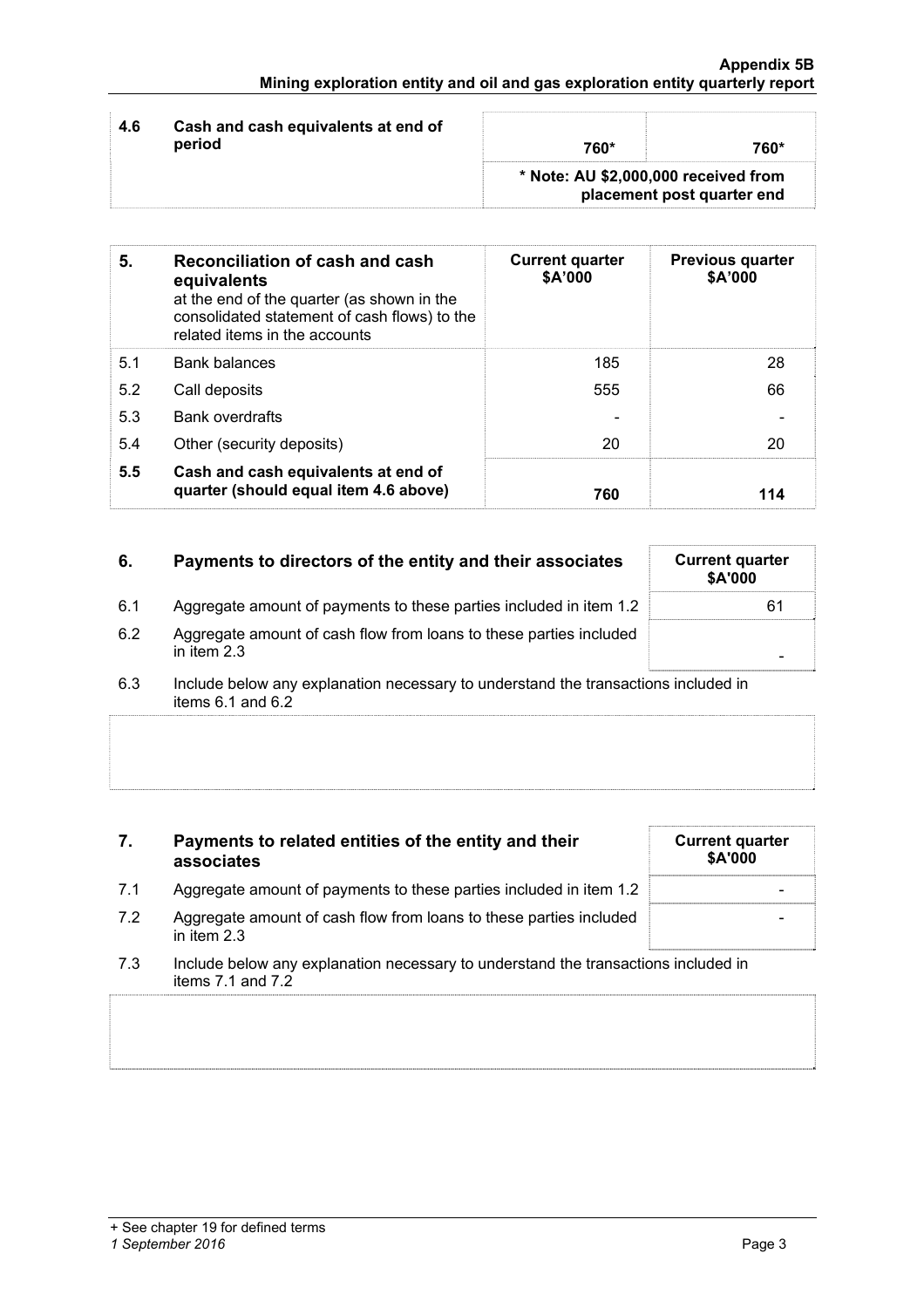| 4.6 | Cash and cash equivalents at end of period | 760* | 760* |
|---|---|---|---|
| | | * Note: AU $2,000,000 received from placement post quarter end | |

| 5. | Reconciliation of cash and cash equivalents at the end of the quarter (as shown in the consolidated statement of cash flows) to the related items in the accounts | Current quarter $A'000 | Previous quarter $A'000 |
|---|---|---|---|
| 5.1 | Bank balances | 185 | 28 |
| 5.2 | Call deposits | 555 | 66 |
| 5.3 | Bank overdrafts | - | - |
| 5.4 | Other (security deposits) | 20 | 20 |
| **5.5** | **Cash and cash equivalents at end of quarter (should equal item 4.6 above)** | **760** | **114** |

| 6. | Payments to directors of the entity and their associates | Current quarter $A'000 |
|---|---|---|
| 6.1 | Aggregate amount of payments to these parties included in item 1.2 | 61 |
| 6.2 | Aggregate amount of cash flow from loans to these parties included in item 2.3 | - |

6.3 Include below any explanation necessary to understand the transactions included in items 6.1 and 6.2

| 7. | Payments to related entities of the entity and their associates | Current quarter $A'000 |
|---|---|---|
| 7.1 | Aggregate amount of payments to these parties included in item 1.2 | - |
| 7.2 | Aggregate amount of cash flow from loans to these parties included in item 2.3 | - |

7.3 Include below any explanation necessary to understand the transactions included in items 7.1 and 7.2

+ See chapter 19 for defined terms
*1 September 2016*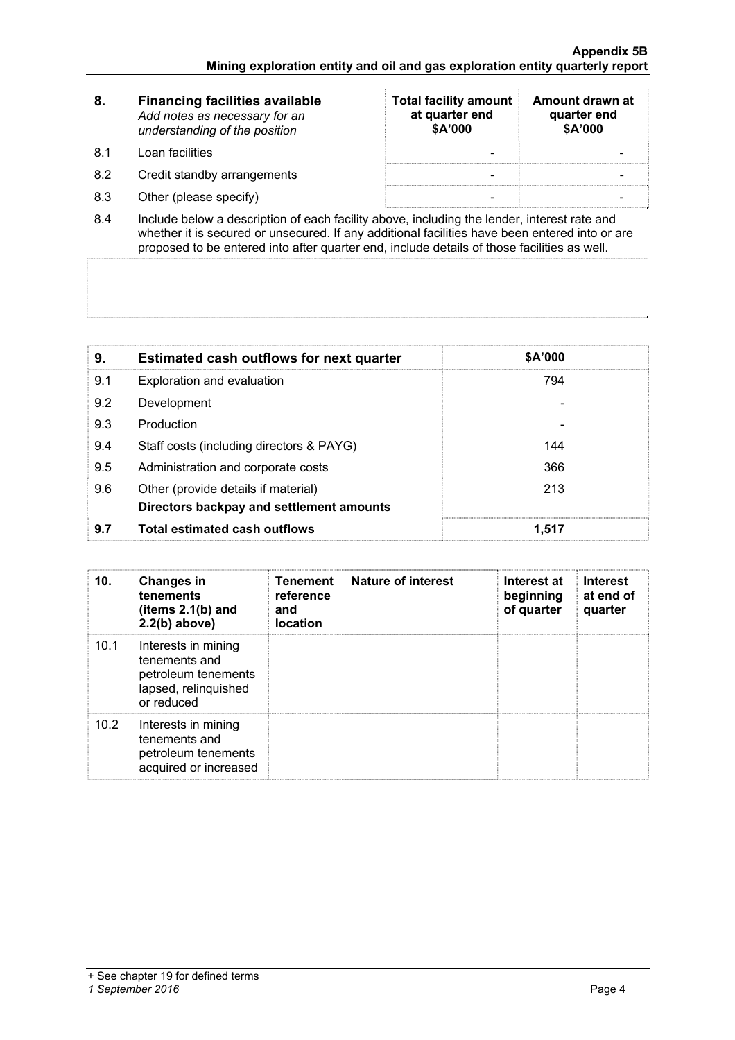| 8. | Financing facilities available *Add notes as necessary for an understanding of the position* | Total facility amount at quarter end $A'000 | Amount drawn at quarter end $A'000 |
|---|---|---|---|
| 8.1 | Loan facilities | - | - |
| 8.2 | Credit standby arrangements | - | - |
| 8.3 | Other (please specify) | - | - |

8.4 Include below a description of each facility above, including the lender, interest rate and whether it is secured or unsecured. If any additional facilities have been entered into or are proposed to be entered into after quarter end, include details of those facilities as well.

| 9. | Estimated cash outflows for next quarter | $A'000 |
|---|---|---|
| 9.1 | Exploration and evaluation | 794 |
| 9.2 | Development | - |
| 9.3 | Production | - |
| 9.4 | Staff costs (including directors & PAYG) | 144 |
| 9.5 | Administration and corporate costs | 366 |
| 9.6 | Other (provide details if material) **Directors backpay and settlement amounts** | 213 |
| **9.7** | **Total estimated cash outflows** | **1,517** |

| 10. | Changes in tenements (items 2.1(b) and 2.2(b) above) | Tenement reference and location | Nature of interest | Interest at beginning of quarter | Interest at end of quarter |
|---|---|---|---|---|---|
| 10.1 | Interests in mining tenements and petroleum tenements lapsed, relinquished or reduced | | | | |
| 10.2 | Interests in mining tenements and petroleum tenements acquired or increased | | | | |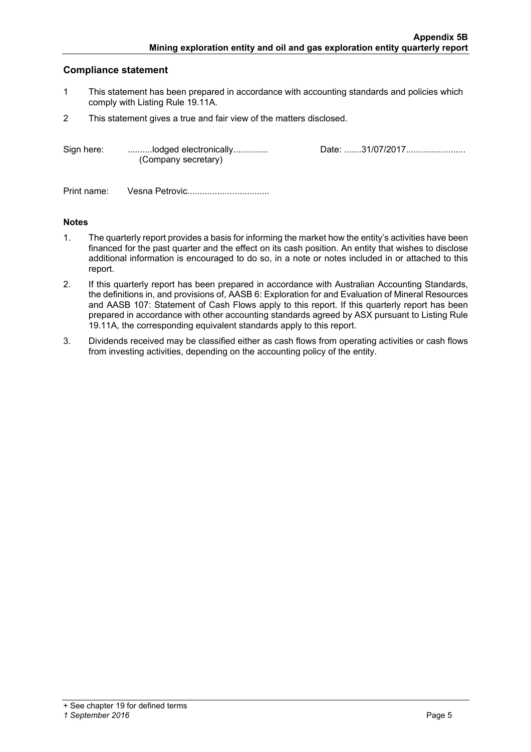## Compliance statement

1 This statement has been prepared in accordance with accounting standards and policies which comply with Listing Rule 19.11A.

2 This statement gives a true and fair view of the matters disclosed.

Sign here: ..........lodged electronically............. (Company secretary)    Date: .......31/07/2017........................

Print name: Vesna Petrovic................................

### Notes

1. The quarterly report provides a basis for informing the market how the entity's activities have been financed for the past quarter and the effect on its cash position. An entity that wishes to disclose additional information is encouraged to do so, in a note or notes included in or attached to this report.
2. If this quarterly report has been prepared in accordance with Australian Accounting Standards, the definitions in, and provisions of, AASB 6: Exploration for and Evaluation of Mineral Resources and AASB 107: Statement of Cash Flows apply to this report. If this quarterly report has been prepared in accordance with other accounting standards agreed by ASX pursuant to Listing Rule 19.11A, the corresponding equivalent standards apply to this report.
3. Dividends received may be classified either as cash flows from operating activities or cash flows from investing activities, depending on the accounting policy of the entity.